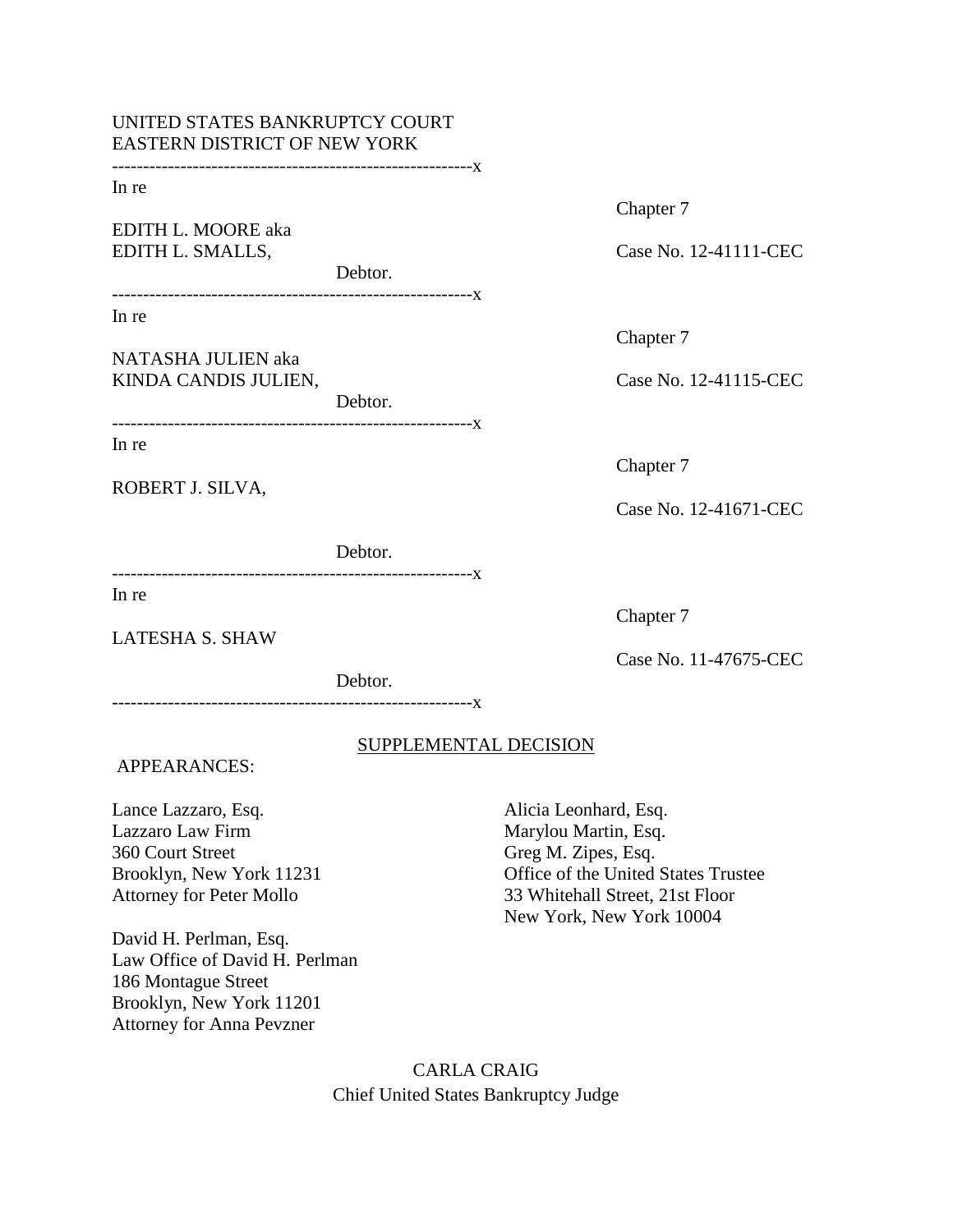UNITED STATES BANKRUPTCY COURT
EASTERN DISTRICT OF NEW YORK

---

In re

EDITH L. MOORE aka
EDITH L. SMALLS,
Debtor.

Chapter 7

Case No. 12-41111-CEC

---

In re

NATASHA JULIEN aka
KINDA CANDIS JULIEN,
Debtor.

Chapter 7

Case No. 12-41115-CEC

---

In re

ROBERT J. SILVA,

Debtor.

Chapter 7

Case No. 12-41671-CEC

---

In re

LATESHA S. SHAW

Debtor.

Chapter 7

Case No. 11-47675-CEC

---

## SUPPLEMENTAL DECISION

APPEARANCES:

Lance Lazzaro, Esq.
Lazzaro Law Firm
360 Court Street
Brooklyn, New York 11231
Attorney for Peter Mollo

David H. Perlman, Esq.
Law Office of David H. Perlman
186 Montague Street
Brooklyn, New York 11201
Attorney for Anna Pevzner

Alicia Leonhard, Esq.
Marylou Martin, Esq.
Greg M. Zipes, Esq.
Office of the United States Trustee
33 Whitehall Street, 21st Floor
New York, New York 10004

CARLA CRAIG
Chief United States Bankruptcy Judge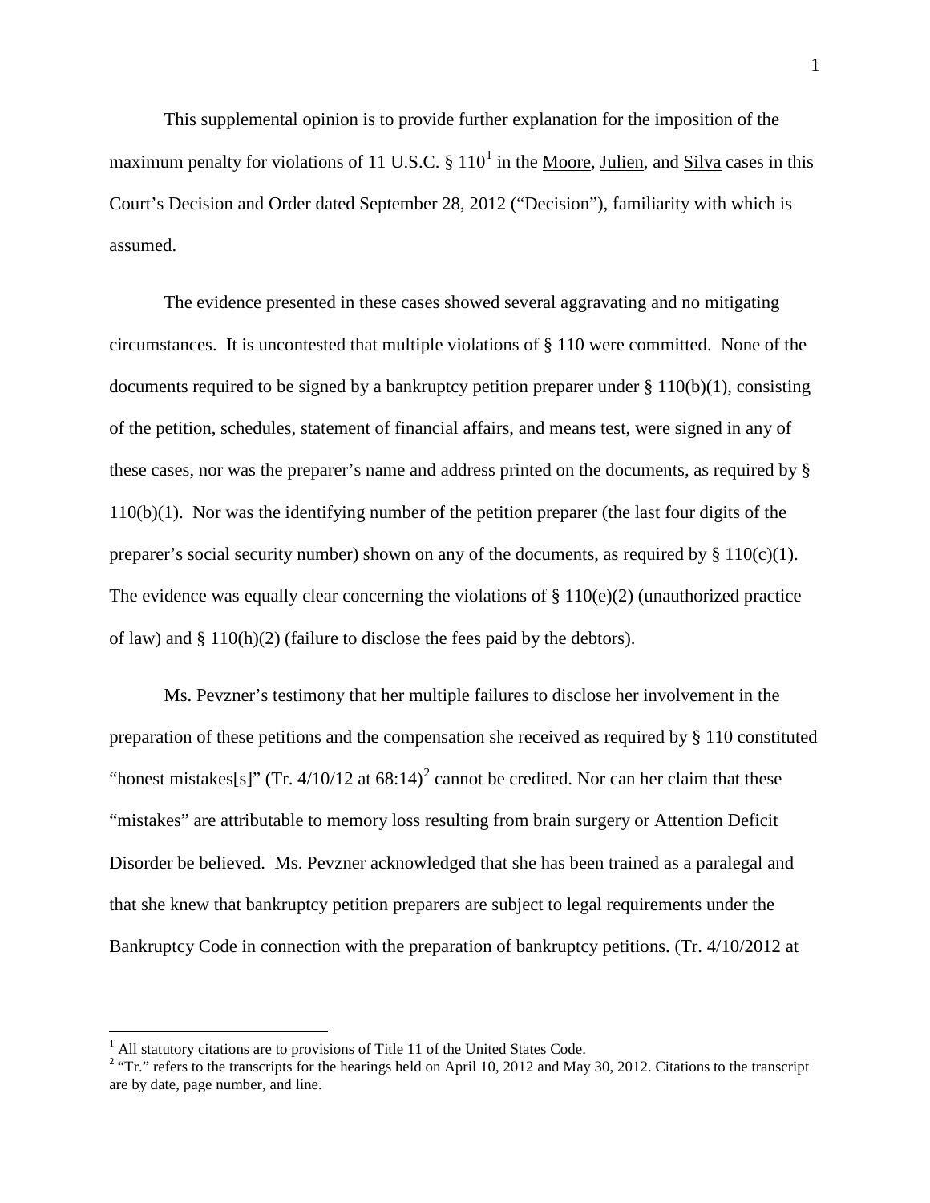This supplemental opinion is to provide further explanation for the imposition of the maximum penalty for violations of 11 U.S.C. § 110[1] in the Moore, Julien, and Silva cases in this Court's Decision and Order dated September 28, 2012 ("Decision"), familiarity with which is assumed.

The evidence presented in these cases showed several aggravating and no mitigating circumstances. It is uncontested that multiple violations of § 110 were committed. None of the documents required to be signed by a bankruptcy petition preparer under § 110(b)(1), consisting of the petition, schedules, statement of financial affairs, and means test, were signed in any of these cases, nor was the preparer's name and address printed on the documents, as required by § 110(b)(1). Nor was the identifying number of the petition preparer (the last four digits of the preparer's social security number) shown on any of the documents, as required by § 110(c)(1). The evidence was equally clear concerning the violations of § 110(e)(2) (unauthorized practice of law) and § 110(h)(2) (failure to disclose the fees paid by the debtors).

Ms. Pevzner's testimony that her multiple failures to disclose her involvement in the preparation of these petitions and the compensation she received as required by § 110 constituted "honest mistakes[s]" (Tr. 4/10/12 at 68:14)[2] cannot be credited. Nor can her claim that these "mistakes" are attributable to memory loss resulting from brain surgery or Attention Deficit Disorder be believed. Ms. Pevzner acknowledged that she has been trained as a paralegal and that she knew that bankruptcy petition preparers are subject to legal requirements under the Bankruptcy Code in connection with the preparation of bankruptcy petitions. (Tr. 4/10/2012 at

---

[1] All statutory citations are to provisions of Title 11 of the United States Code.

[2] "Tr." refers to the transcripts for the hearings held on April 10, 2012 and May 30, 2012. Citations to the transcript are by date, page number, and line.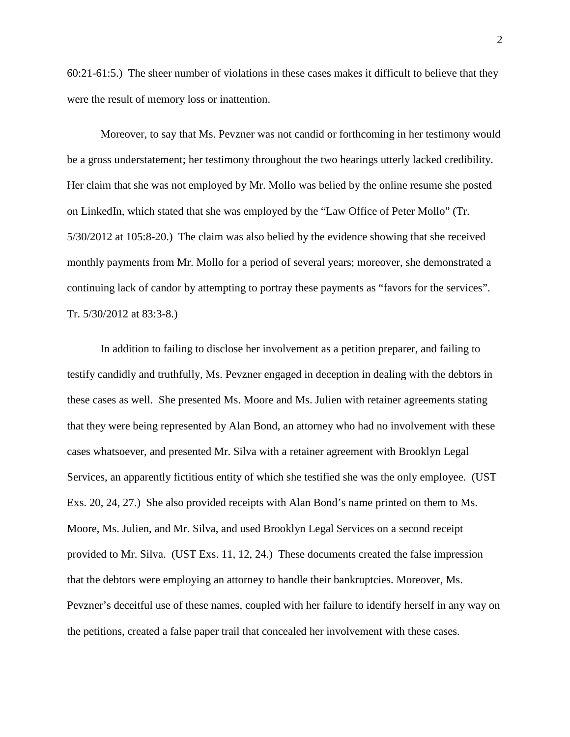60:21-61:5.) The sheer number of violations in these cases makes it difficult to believe that they were the result of memory loss or inattention.

Moreover, to say that Ms. Pevzner was not candid or forthcoming in her testimony would be a gross understatement; her testimony throughout the two hearings utterly lacked credibility. Her claim that she was not employed by Mr. Mollo was belied by the online resume she posted on LinkedIn, which stated that she was employed by the "Law Office of Peter Mollo" (Tr. 5/30/2012 at 105:8-20.) The claim was also belied by the evidence showing that she received monthly payments from Mr. Mollo for a period of several years; moreover, she demonstrated a continuing lack of candor by attempting to portray these payments as "favors for the services". Tr. 5/30/2012 at 83:3-8.)

In addition to failing to disclose her involvement as a petition preparer, and failing to testify candidly and truthfully, Ms. Pevzner engaged in deception in dealing with the debtors in these cases as well. She presented Ms. Moore and Ms. Julien with retainer agreements stating that they were being represented by Alan Bond, an attorney who had no involvement with these cases whatsoever, and presented Mr. Silva with a retainer agreement with Brooklyn Legal Services, an apparently fictitious entity of which she testified she was the only employee. (UST Exs. 20, 24, 27.) She also provided receipts with Alan Bond's name printed on them to Ms. Moore, Ms. Julien, and Mr. Silva, and used Brooklyn Legal Services on a second receipt provided to Mr. Silva. (UST Exs. 11, 12, 24.) These documents created the false impression that the debtors were employing an attorney to handle their bankruptcies. Moreover, Ms. Pevzner's deceitful use of these names, coupled with her failure to identify herself in any way on the petitions, created a false paper trail that concealed her involvement with these cases.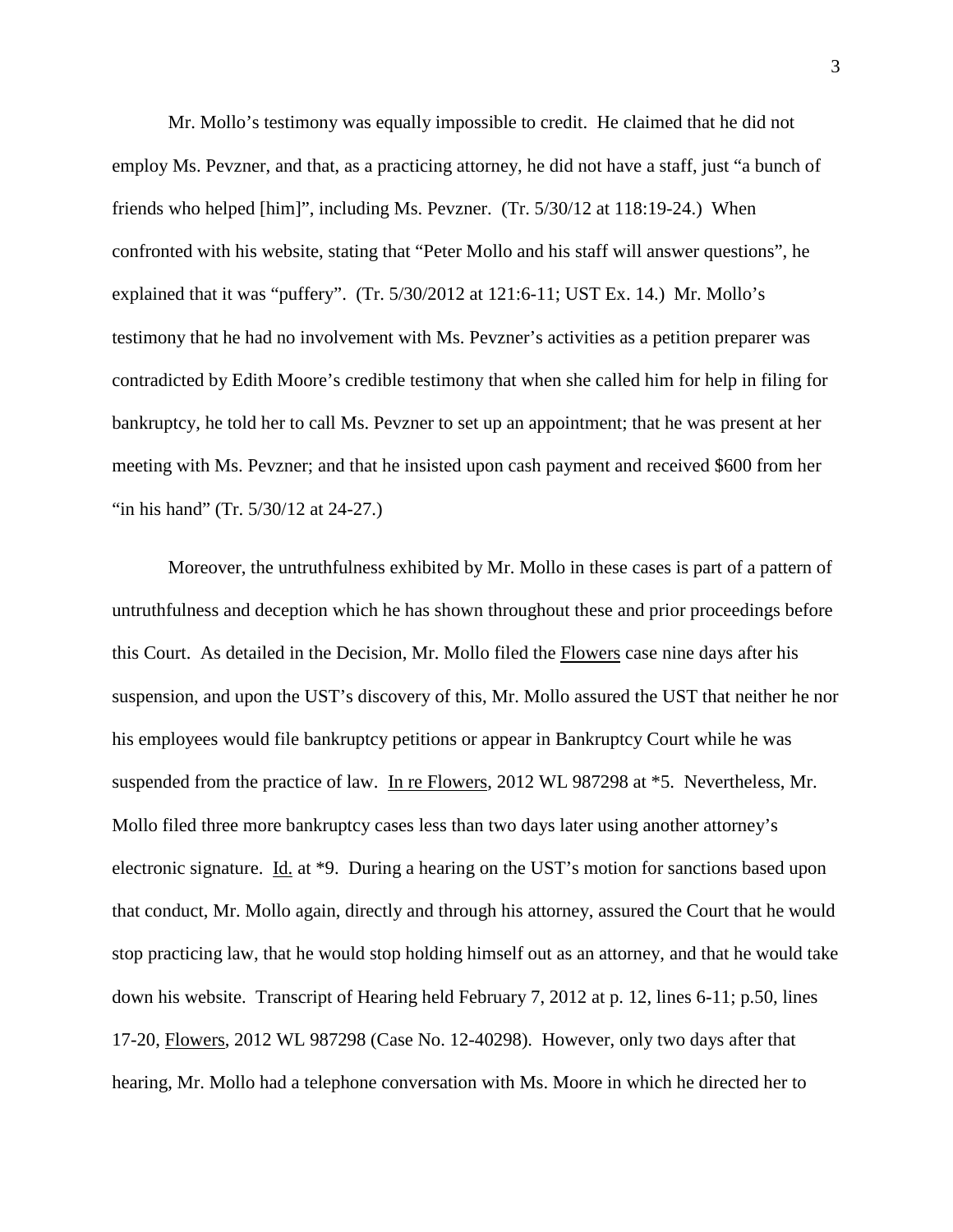Mr. Mollo's testimony was equally impossible to credit. He claimed that he did not employ Ms. Pevzner, and that, as a practicing attorney, he did not have a staff, just "a bunch of friends who helped [him]", including Ms. Pevzner. (Tr. 5/30/12 at 118:19-24.) When confronted with his website, stating that "Peter Mollo and his staff will answer questions", he explained that it was "puffery". (Tr. 5/30/2012 at 121:6-11; UST Ex. 14.) Mr. Mollo's testimony that he had no involvement with Ms. Pevzner's activities as a petition preparer was contradicted by Edith Moore's credible testimony that when she called him for help in filing for bankruptcy, he told her to call Ms. Pevzner to set up an appointment; that he was present at her meeting with Ms. Pevzner; and that he insisted upon cash payment and received $600 from her "in his hand" (Tr. 5/30/12 at 24-27.)

Moreover, the untruthfulness exhibited by Mr. Mollo in these cases is part of a pattern of untruthfulness and deception which he has shown throughout these and prior proceedings before this Court. As detailed in the Decision, Mr. Mollo filed the Flowers case nine days after his suspension, and upon the UST's discovery of this, Mr. Mollo assured the UST that neither he nor his employees would file bankruptcy petitions or appear in Bankruptcy Court while he was suspended from the practice of law. In re Flowers, 2012 WL 987298 at *5. Nevertheless, Mr. Mollo filed three more bankruptcy cases less than two days later using another attorney's electronic signature. Id. at *9. During a hearing on the UST's motion for sanctions based upon that conduct, Mr. Mollo again, directly and through his attorney, assured the Court that he would stop practicing law, that he would stop holding himself out as an attorney, and that he would take down his website. Transcript of Hearing held February 7, 2012 at p. 12, lines 6-11; p.50, lines 17-20, Flowers, 2012 WL 987298 (Case No. 12-40298). However, only two days after that hearing, Mr. Mollo had a telephone conversation with Ms. Moore in which he directed her to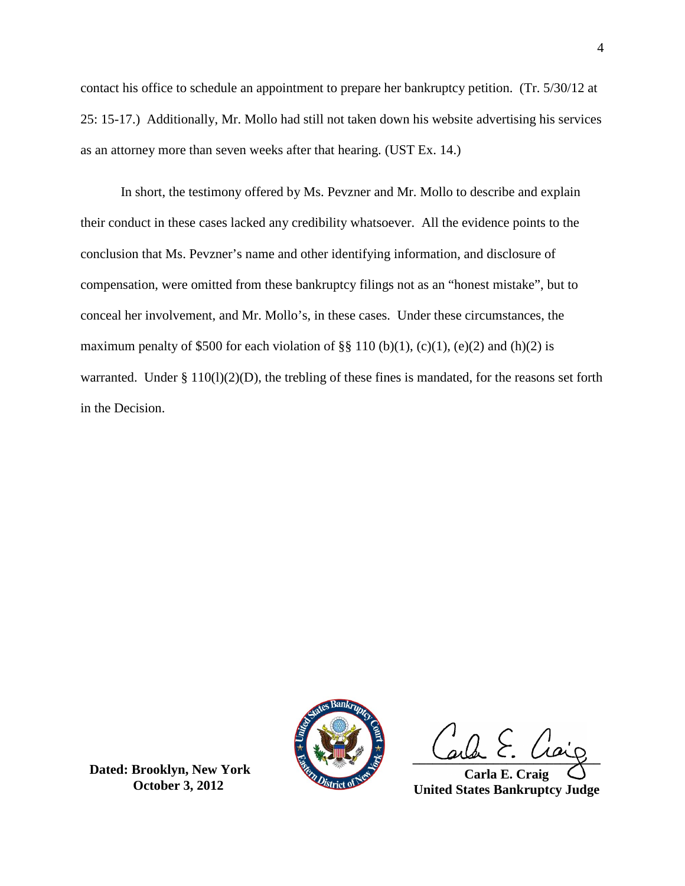contact his office to schedule an appointment to prepare her bankruptcy petition. (Tr. 5/30/12 at 25: 15-17.) Additionally, Mr. Mollo had still not taken down his website advertising his services as an attorney more than seven weeks after that hearing. (UST Ex. 14.)

In short, the testimony offered by Ms. Pevzner and Mr. Mollo to describe and explain their conduct in these cases lacked any credibility whatsoever. All the evidence points to the conclusion that Ms. Pevzner's name and other identifying information, and disclosure of compensation, were omitted from these bankruptcy filings not as an "honest mistake", but to conceal her involvement, and Mr. Mollo's, in these cases. Under these circumstances, the maximum penalty of $500 for each violation of §§ 110 (b)(1), (c)(1), (e)(2) and (h)(2) is warranted. Under § 110(l)(2)(D), the trebling of these fines is mandated, for the reasons set forth in the Decision.

**Dated: Brooklyn, New York**
**October 3, 2012**

**Carla E. Craig**
**United States Bankruptcy Judge**